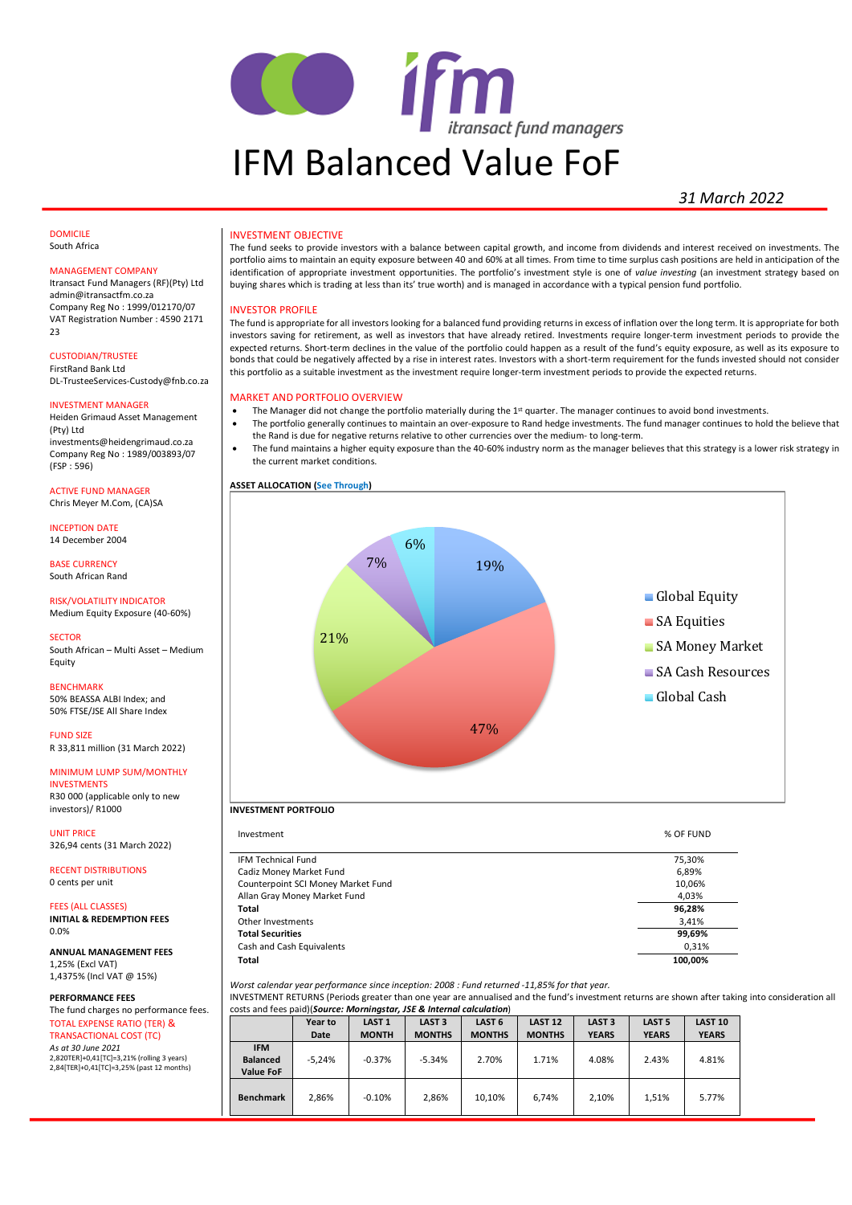# IFM Balanced Value FoF

*31 March 2022*

DOMICILE
South Africa

MANAGEMENT COMPANY
Itransact Fund Managers (RF)(Pty) Ltd
admin@itransactfm.co.za
Company Reg No : 1999/012170/07
VAT Registration Number : 4590 2171 23

CUSTODIAN/TRUSTEE
FirstRand Bank Ltd
DL-TrusteeServices-Custody@fnb.co.za

INVESTMENT MANAGER
Heiden Grimaud Asset Management (Pty) Ltd
investments@heidengrimaud.co.za
Company Reg No : 1989/003893/07
(FSP : 596)

ACTIVE FUND MANAGER
Chris Meyer M.Com, (CA)SA

INCEPTION DATE
14 December 2004

BASE CURRENCY
South African Rand

RISK/VOLATILITY INDICATOR
Medium Equity Exposure (40-60%)

SECTOR
South African – Multi Asset – Medium Equity

BENCHMARK
50% BEASSA ALBI Index; and
50% FTSE/JSE All Share Index

FUND SIZE
R 33,811 million (31 March 2022)

MINIMUM LUMP SUM/MONTHLY INVESTMENTS
R30 000 (applicable only to new investors)/ R1000

UNIT PRICE
326,94 cents (31 March 2022)

RECENT DISTRIBUTIONS
0 cents per unit

FEES (ALL CLASSES)

**INITIAL & REDEMPTION FEES**
0.0%

**ANNUAL MANAGEMENT FEES**
1,25% (Excl VAT)
1,4375% (Incl VAT @ 15%)

**PERFORMANCE FEES**
The fund charges no performance fees.

TOTAL EXPENSE RATIO (TER) & TRANSACTIONAL COST (TC)
*As at 30 June 2021*
2,820TER]+0,41[TC]=3,21% (rolling 3 years)
2,84[TER]+0,41[TC]=3,25% (past 12 months)

## INVESTMENT OBJECTIVE

The fund seeks to provide investors with a balance between capital growth, and income from dividends and interest received on investments. The portfolio aims to maintain an equity exposure between 40 and 60% at all times. From time to time surplus cash positions are held in anticipation of the identification of appropriate investment opportunities. The portfolio's investment style is one of *value investing* (an investment strategy based on buying shares which is trading at less than its' true worth) and is managed in accordance with a typical pension fund portfolio.

## INVESTOR PROFILE

The fund is appropriate for all investors looking for a balanced fund providing returns in excess of inflation over the long term. It is appropriate for both investors saving for retirement, as well as investors that have already retired. Investments require longer-term investment periods to provide the expected returns. Short-term declines in the value of the portfolio could happen as a result of the fund's equity exposure, as well as its exposure to bonds that could be negatively affected by a rise in interest rates. Investors with a short-term requirement for the funds invested should not consider this portfolio as a suitable investment as the investment require longer-term investment periods to provide the expected returns.

## MARKET AND PORTFOLIO OVERVIEW

- The Manager did not change the portfolio materially during the 1st quarter. The manager continues to avoid bond investments.
- The portfolio generally continues to maintain an over-exposure to Rand hedge investments. The fund manager continues to hold the believe that the Rand is due for negative returns relative to other currencies over the medium- to long-term.
- The fund maintains a higher equity exposure than the 40-60% industry norm as the manager believes that this strategy is a lower risk strategy in the current market conditions.

**ASSET ALLOCATION (See Through)**

| Asset | % |
|---|---|
| Global Equity | 19% |
| SA Equities | 47% |
| SA Money Market | 21% |
| SA Cash Resources | 7% |
| Global Cash | 6% |

**INVESTMENT PORTFOLIO**

| Investment | % OF FUND |
|---|---|
| IFM Technical Fund | 75,30% |
| Cadiz Money Market Fund | 6,89% |
| Counterpoint SCI Money Market Fund | 10,06% |
| Allan Gray Money Market Fund | 4,03% |
| **Total** | **96,28%** |
| Other Investments | 3,41% |
| **Total Securities** | **99,69%** |
| Cash and Cash Equivalents | 0,31% |
| **Total** | **100,00%** |

*Worst calendar year performance since inception: 2008 : Fund returned -11,85% for that year.*

INVESTMENT RETURNS (Periods greater than one year are annualised and the fund's investment returns are shown after taking into consideration all costs and fees paid)(***Source: Morningstar, JSE & Internal calculation***)

| | Year to Date | LAST 1 MONTH | LAST 3 MONTHS | LAST 6 MONTHS | LAST 12 MONTHS | LAST 3 YEARS | LAST 5 YEARS | LAST 10 YEARS |
|---|---|---|---|---|---|---|---|---|
| **IFM Balanced Value FoF** | -5,24% | -0.37% | -5.34% | 2.70% | 1.71% | 4.08% | 2.43% | 4.81% |
| **Benchmark** | 2,86% | -0.10% | 2,86% | 10,10% | 6,74% | 2,10% | 1,51% | 5.77% |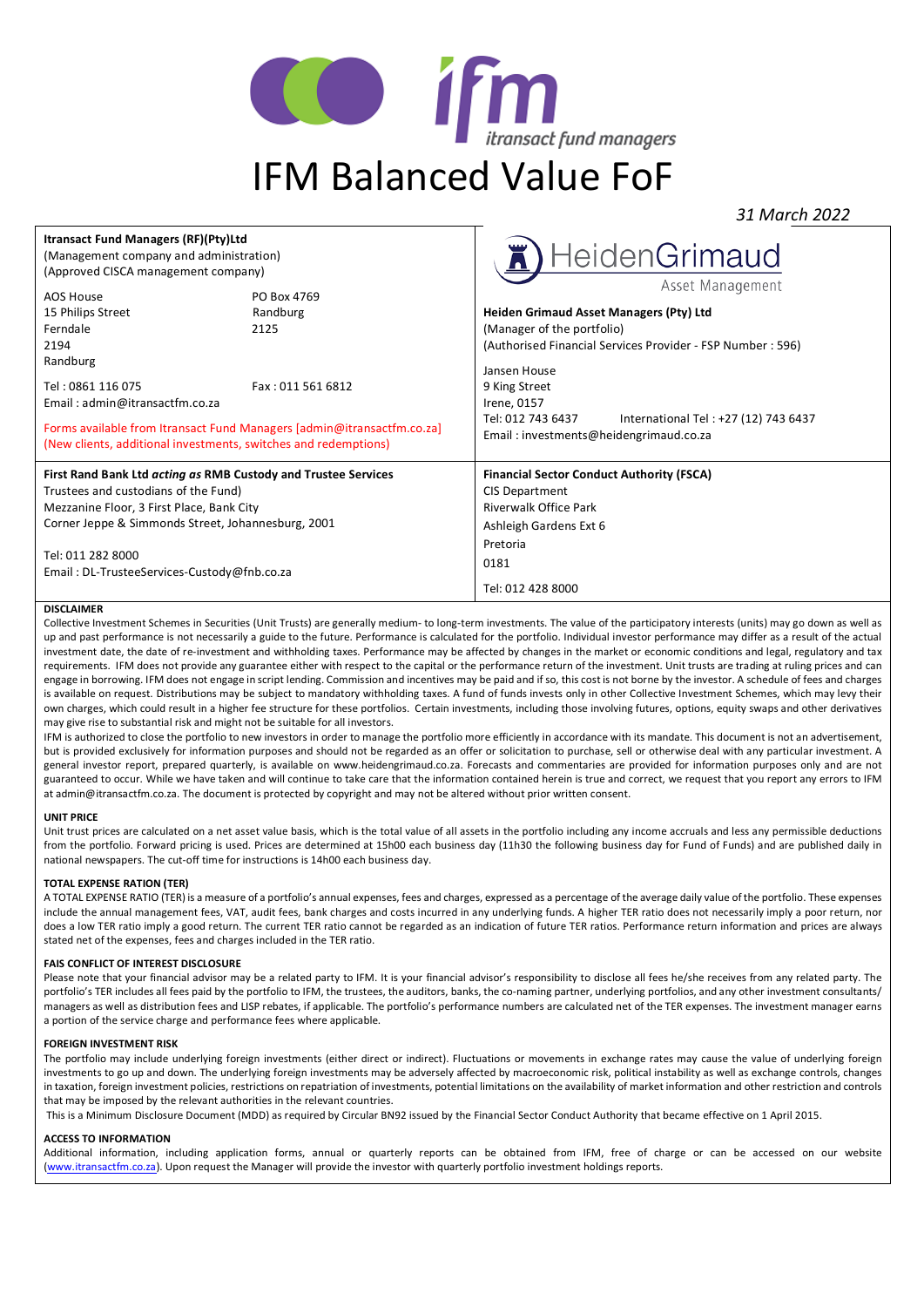# IFM Balanced Value FoF

*31 March 2022*

**Itransact Fund Managers (RF)(Pty)Ltd**
(Management company and administration)
(Approved CISCA management company)

AOS House
15 Philips Street
Ferndale
2194
Randburg

PO Box 4769
Randburg
2125

Tel : 0861 116 075
Fax : 011 561 6812
Email : admin@itransactfm.co.za

Forms available from Itransact Fund Managers [admin@itransactfm.co.za]
(New clients, additional investments, switches and redemptions)

**Heiden Grimaud Asset Managers (Pty) Ltd**
(Manager of the portfolio)
(Authorised Financial Services Provider - FSP Number : 596)

Jansen House
9 King Street
Irene, 0157
Tel: 012 743 6437
International Tel : +27 (12) 743 6437
Email : investments@heidengrimaud.co.za

**First Rand Bank Ltd *acting as* RMB Custody and Trustee Services**
Trustees and custodians of the Fund)
Mezzanine Floor, 3 First Place, Bank City
Corner Jeppe & Simmonds Street, Johannesburg, 2001

Tel: 011 282 8000
Email : DL-TrusteeServices-Custody@fnb.co.za

**Financial Sector Conduct Authority (FSCA)**
CIS Department
Riverwalk Office Park
Ashleigh Gardens Ext 6
Pretoria
0181

Tel: 012 428 8000

**DISCLAIMER**

Collective Investment Schemes in Securities (Unit Trusts) are generally medium- to long-term investments. The value of the participatory interests (units) may go down as well as up and past performance is not necessarily a guide to the future. Performance is calculated for the portfolio. Individual investor performance may differ as a result of the actual investment date, the date of re-investment and withholding taxes. Performance may be affected by changes in the market or economic conditions and legal, regulatory and tax requirements. IFM does not provide any guarantee either with respect to the capital or the performance return of the investment. Unit trusts are trading at ruling prices and can engage in borrowing. IFM does not engage in script lending. Commission and incentives may be paid and if so, this cost is not borne by the investor. A schedule of fees and charges is available on request. Distributions may be subject to mandatory withholding taxes. A fund of funds invests only in other Collective Investment Schemes, which may levy their own charges, which could result in a higher fee structure for these portfolios. Certain investments, including those involving futures, options, equity swaps and other derivatives may give rise to substantial risk and might not be suitable for all investors.

IFM is authorized to close the portfolio to new investors in order to manage the portfolio more efficiently in accordance with its mandate. This document is not an advertisement, but is provided exclusively for information purposes and should not be regarded as an offer or solicitation to purchase, sell or otherwise deal with any particular investment. A general investor report, prepared quarterly, is available on www.heidengrimaud.co.za. Forecasts and commentaries are provided for information purposes only and are not guaranteed to occur. While we have taken and will continue to take care that the information contained herein is true and correct, we request that you report any errors to IFM at admin@itransactfm.co.za. The document is protected by copyright and may not be altered without prior written consent.

**UNIT PRICE**

Unit trust prices are calculated on a net asset value basis, which is the total value of all assets in the portfolio including any income accruals and less any permissible deductions from the portfolio. Forward pricing is used. Prices are determined at 15h00 each business day (11h30 the following business day for Fund of Funds) and are published daily in national newspapers. The cut-off time for instructions is 14h00 each business day.

**TOTAL EXPENSE RATION (TER)**

A TOTAL EXPENSE RATIO (TER) is a measure of a portfolio's annual expenses, fees and charges, expressed as a percentage of the average daily value of the portfolio. These expenses include the annual management fees, VAT, audit fees, bank charges and costs incurred in any underlying funds. A higher TER ratio does not necessarily imply a poor return, nor does a low TER ratio imply a good return. The current TER ratio cannot be regarded as an indication of future TER ratios. Performance return information and prices are always stated net of the expenses, fees and charges included in the TER ratio.

**FAIS CONFLICT OF INTEREST DISCLOSURE**

Please note that your financial advisor may be a related party to IFM. It is your financial advisor's responsibility to disclose all fees he/she receives from any related party. The portfolio's TER includes all fees paid by the portfolio to IFM, the trustees, the auditors, banks, the co-naming partner, underlying portfolios, and any other investment consultants/ managers as well as distribution fees and LISP rebates, if applicable. The portfolio's performance numbers are calculated net of the TER expenses. The investment manager earns a portion of the service charge and performance fees where applicable.

**FOREIGN INVESTMENT RISK**

The portfolio may include underlying foreign investments (either direct or indirect). Fluctuations or movements in exchange rates may cause the value of underlying foreign investments to go up and down. The underlying foreign investments may be adversely affected by macroeconomic risk, political instability as well as exchange controls, changes in taxation, foreign investment policies, restrictions on repatriation of investments, potential limitations on the availability of market information and other restriction and controls that may be imposed by the relevant authorities in the relevant countries.

This is a Minimum Disclosure Document (MDD) as required by Circular BN92 issued by the Financial Sector Conduct Authority that became effective on 1 April 2015.

**ACCESS TO INFORMATION**

Additional information, including application forms, annual or quarterly reports can be obtained from IFM, free of charge or can be accessed on our website (www.itransactfm.co.za). Upon request the Manager will provide the investor with quarterly portfolio investment holdings reports.